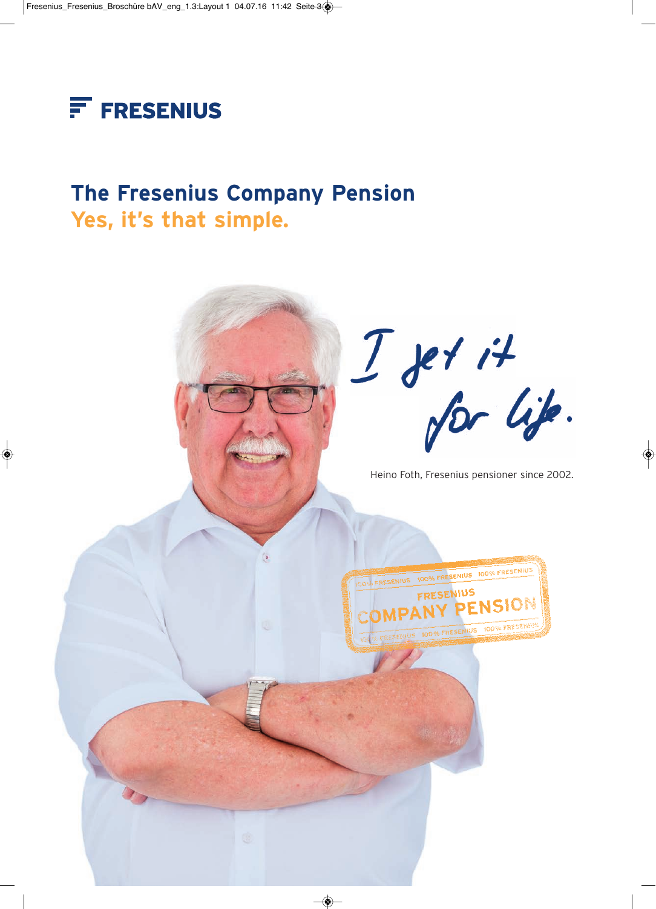FRESENIUS

# The Fresenius Company Pension

## Yes, it's that simple.

*I get it for life.*

Heino Foth, Fresenius pensioner since 2002.

FRESENIUS COMPANY PENSION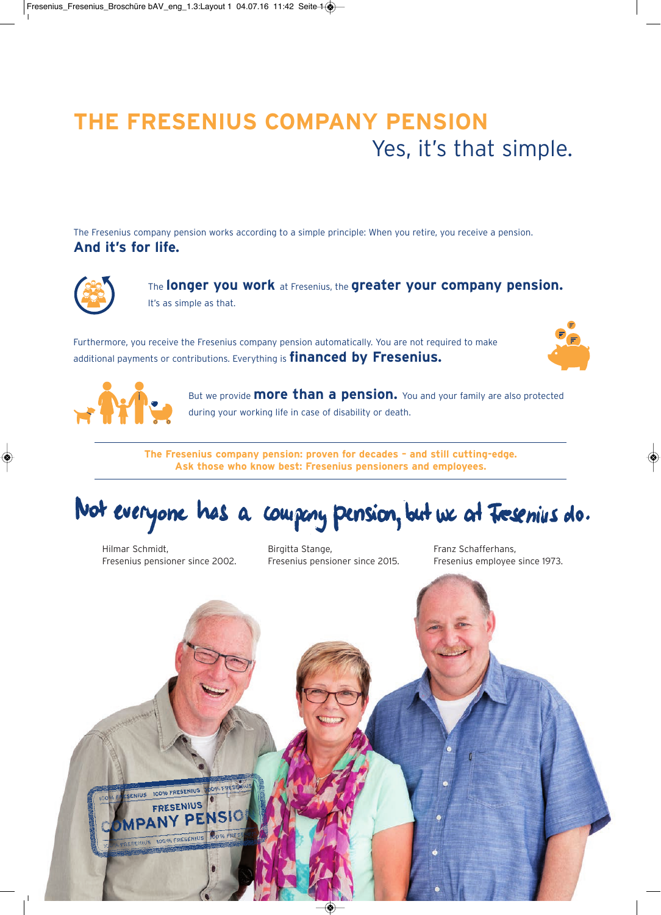# THE FRESENIUS COMPANY PENSION

Yes, it's that simple.

The Fresenius company pension works according to a simple principle: When you retire, you receive a pension.
**And it's for life.**

The **longer you work** at Fresenius, the **greater your company pension.**
It's as simple as that.

Furthermore, you receive the Fresenius company pension automatically. You are not required to make additional payments or contributions. Everything is **financed by Fresenius.**

But we provide **more than a pension.** You and your family are also protected during your working life in case of disability or death.

---

**The Fresenius company pension: proven for decades – and still cutting-edge.**
**Ask those who know best: Fresenius pensioners and employees.**

---

*Not everyone has a company pension, but we at Fresenius do.*

Hilmar Schmidt,
Fresenius pensioner since 2002.

Birgitta Stange,
Fresenius pensioner since 2015.

Franz Schafferhans,
Fresenius employee since 1973.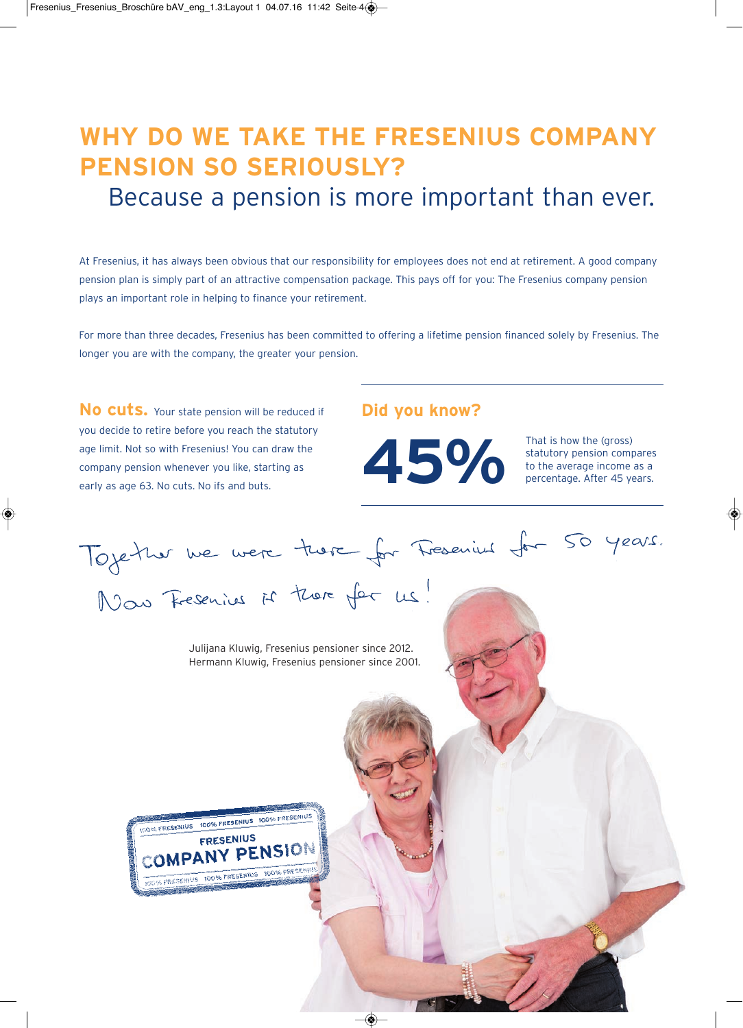# WHY DO WE TAKE THE FRESENIUS COMPANY PENSION SO SERIOUSLY?

## Because a pension is more important than ever.

At Fresenius, it has always been obvious that our responsibility for employees does not end at retirement. A good company pension plan is simply part of an attractive compensation package. This pays off for you: The Fresenius company pension plays an important role in helping to finance your retirement.

For more than three decades, Fresenius has been committed to offering a lifetime pension financed solely by Fresenius. The longer you are with the company, the greater your pension.

**No cuts.** Your state pension will be reduced if you decide to retire before you reach the statutory age limit. Not so with Fresenius! You can draw the company pension whenever you like, starting as early as age 63. No cuts. No ifs and buts.

### Did you know?

**45%** That is how the (gross) statutory pension compares to the average income as a percentage. After 45 years.

*Together we were there for Fresenius for 50 years. Now Fresenius is there for us!*

Julijana Kluwig, Fresenius pensioner since 2012.
Hermann Kluwig, Fresenius pensioner since 2001.

FRESENIUS COMPANY PENSION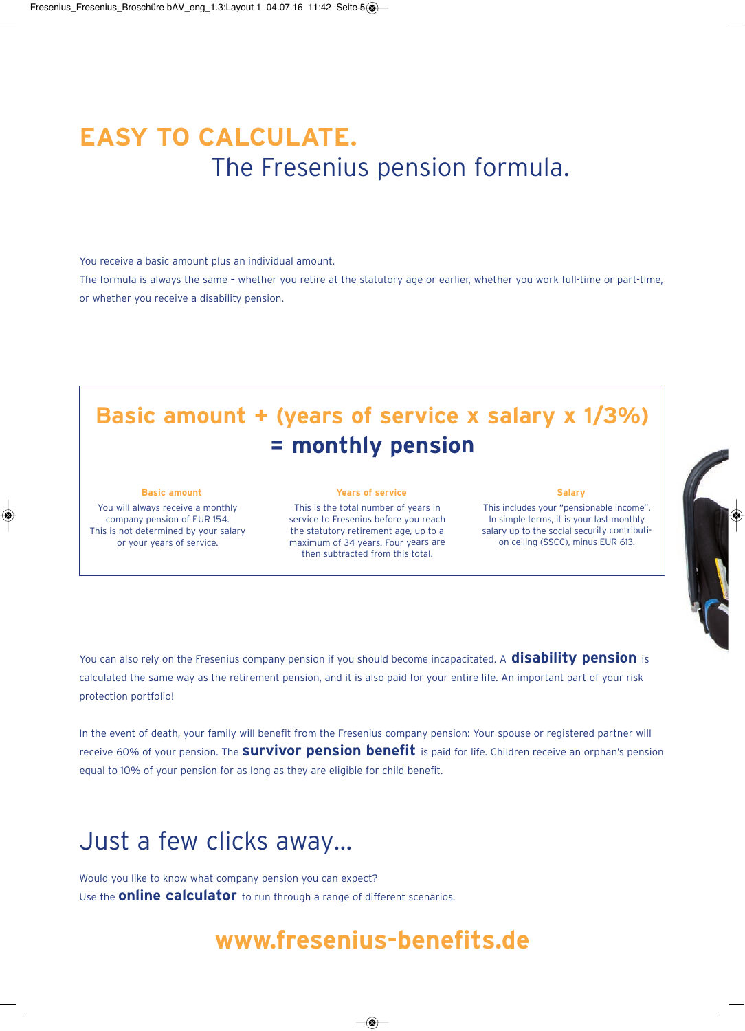# EASY TO CALCULATE.

## The Fresenius pension formula.

You receive a basic amount plus an individual amount.

The formula is always the same – whether you retire at the statutory age or earlier, whether you work full-time or part-time, or whether you receive a disability pension.

**Basic amount + (years of service x salary x 1/3%)**
**= monthly pension**

**Basic amount**
You will always receive a monthly company pension of EUR 154. This is not determined by your salary or your years of service.

**Years of service**
This is the total number of years in service to Fresenius before you reach the statutory retirement age, up to a maximum of 34 years. Four years are then subtracted from this total.

**Salary**
This includes your "pensionable income". In simple terms, it is your last monthly salary up to the social security contribution ceiling (SSCC), minus EUR 613.

You can also rely on the Fresenius company pension if you should become incapacitated. A **disability pension** is calculated the same way as the retirement pension, and it is also paid for your entire life. An important part of your risk protection portfolio!

In the event of death, your family will benefit from the Fresenius company pension: Your spouse or registered partner will receive 60% of your pension. The **survivor pension benefit** is paid for life. Children receive an orphan's pension equal to 10% of your pension for as long as they are eligible for child benefit.

## Just a few clicks away...

Would you like to know what company pension you can expect?
Use the **online calculator** to run through a range of different scenarios.

**www.fresenius-benefits.de**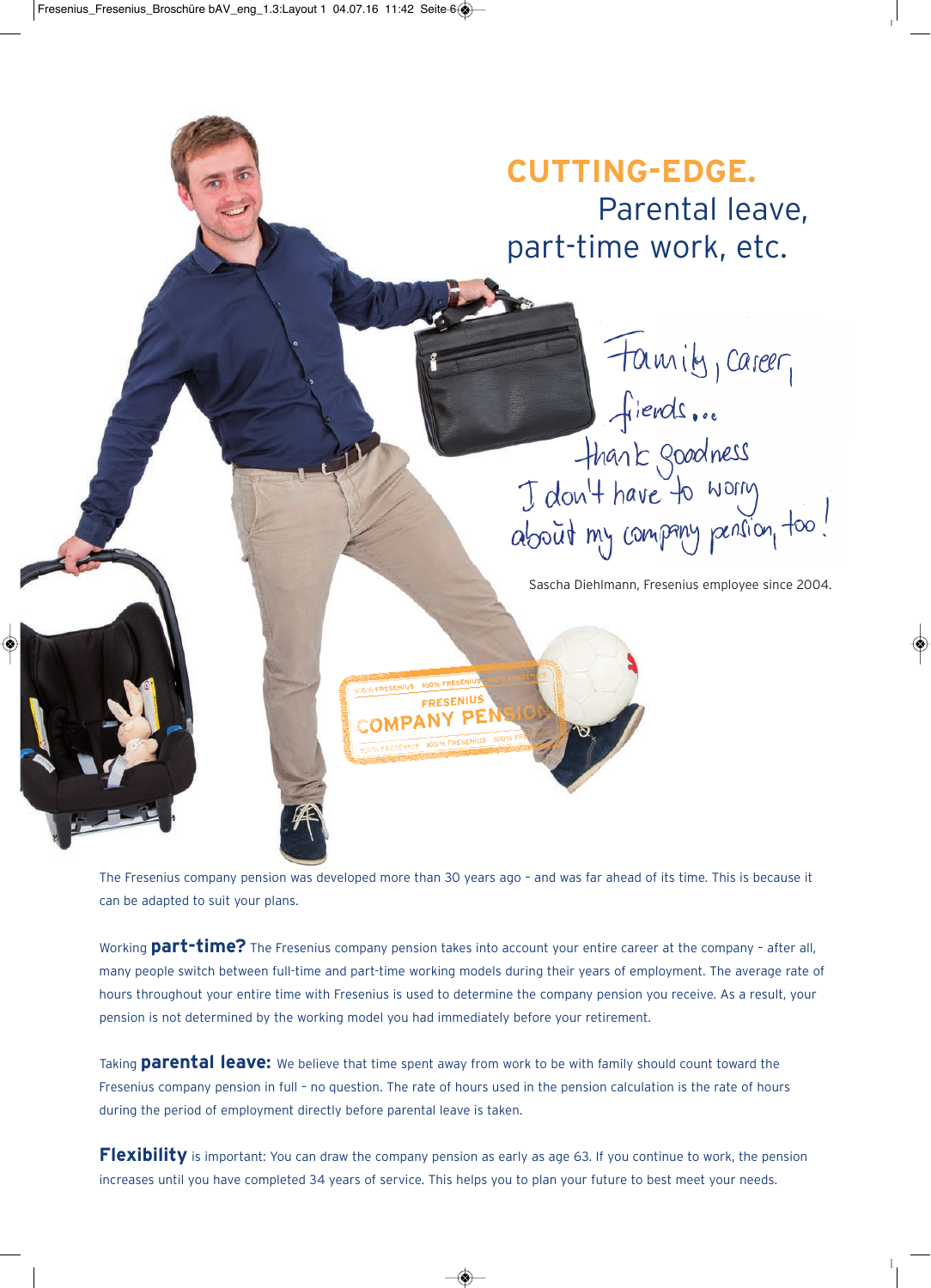# CUTTING-EDGE.

## Parental leave, part-time work, etc.

*Family, career, friends... thank goodness I don't have to worry about my company pension, too!*

Sascha Diehlmann, Fresenius employee since 2004.

The Fresenius company pension was developed more than 30 years ago – and was far ahead of its time. This is because it can be adapted to suit your plans.

Working **part-time?** The Fresenius company pension takes into account your entire career at the company – after all, many people switch between full-time and part-time working models during their years of employment. The average rate of hours throughout your entire time with Fresenius is used to determine the company pension you receive. As a result, your pension is not determined by the working model you had immediately before your retirement.

Taking **parental leave:** We believe that time spent away from work to be with family should count toward the Fresenius company pension in full – no question. The rate of hours used in the pension calculation is the rate of hours during the period of employment directly before parental leave is taken.

**Flexibility** is important: You can draw the company pension as early as age 63. If you continue to work, the pension increases until you have completed 34 years of service. This helps you to plan your future to best meet your needs.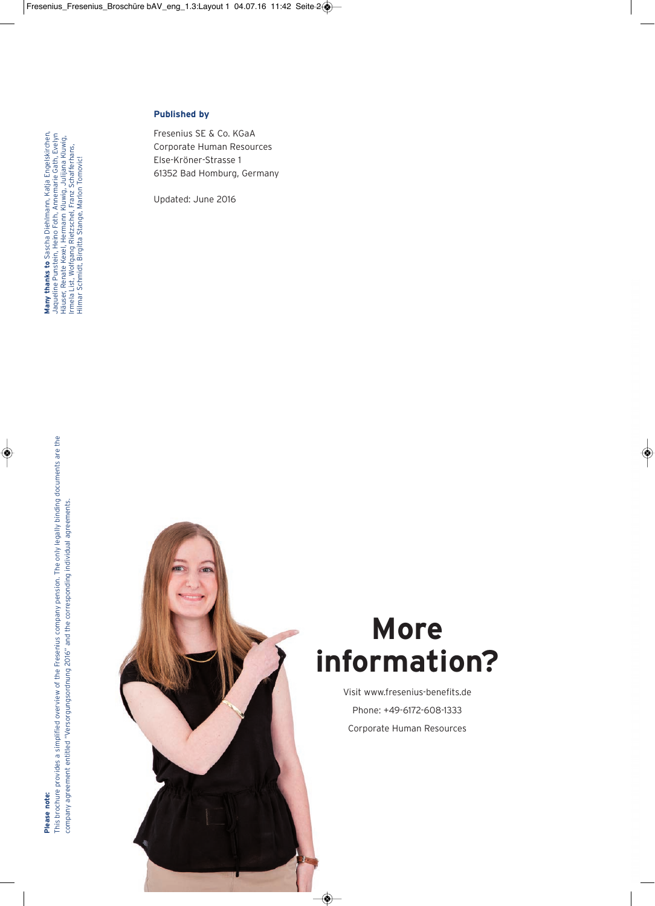**Many thanks to** Sascha Diehlmann, Katja Engelskirchen, Jaqueline Punstein, Heino Foth, Annemarie Gath, Evelyn Häuser, Renate Kexel, Hermann Kluwig, Julijana Kluwig, Irmela List, Wolfgang Rietzschel, Franz Schafferhans, Hilmar Schmidt, Birgitta Stange, Marlon Tomovic!

**Published by**

Fresenius SE & Co. KGaA
Corporate Human Resources
Else-Kröner-Strasse 1
61352 Bad Homburg, Germany

Updated: June 2016

**Please note:**
This brochure provides a simplified overview of the Fresenius company pension. The only legally binding documents are the company agreement entitled "Versorgungsordnung 2016" and the corresponding individual agreements.

# More information?

Visit www.fresenius-benefits.de

Phone: +49-6172-608-1333

Corporate Human Resources